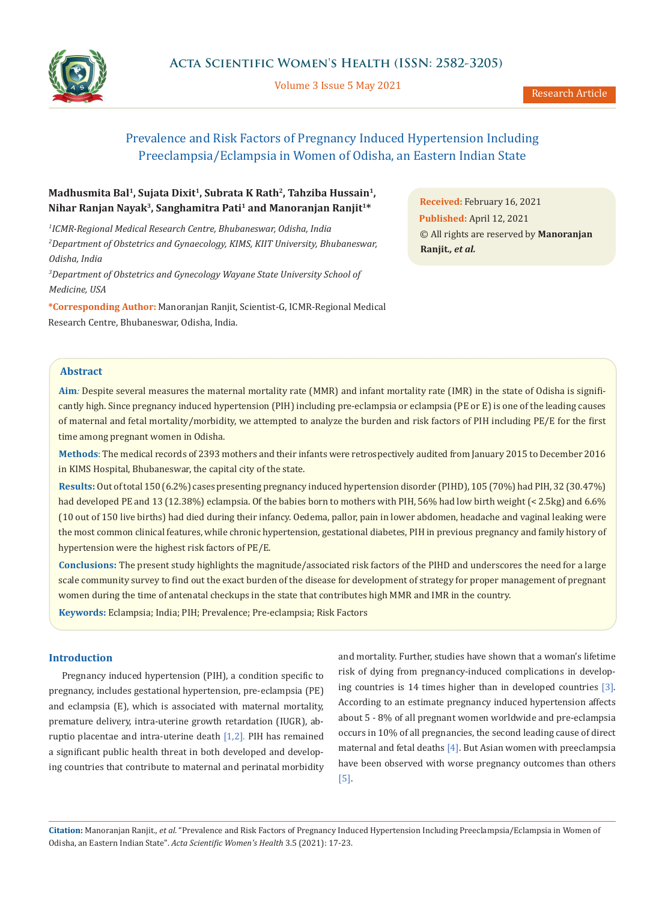Research Article

# Prevalence and Risk Factors of Pregnancy Induced Hypertension Including Preeclampsia/Eclampsia in Women of Odisha, an Eastern Indian State

**Madhusmita Bal[1], Sujata Dixit[1], Subrata K Rath[2], Tahziba Hussain[1], Nihar Ranjan Nayak[3], Sanghamitra Pati[1] and Manoranjan Ranjit[1]***

*[1]ICMR-Regional Medical Research Centre, Bhubaneswar, Odisha, India*

*[2]Department of Obstetrics and Gynaecology, KIMS, KIIT University, Bhubaneswar, Odisha, India*

*[3]Department of Obstetrics and Gynecology Wayane State University School of Medicine, USA*

***Corresponding Author:** Manoranjan Ranjit, Scientist-G, ICMR-Regional Medical Research Centre, Bhubaneswar, Odisha, India.

**Received:** February 16, 2021
**Published:** April 12, 2021
© All rights are reserved by **Manoranjan Ranjit., *et al.***

## Abstract

**Aim:** Despite several measures the maternal mortality rate (MMR) and infant mortality rate (IMR) in the state of Odisha is significantly high. Since pregnancy induced hypertension (PIH) including pre-eclampsia or eclampsia (PE or E) is one of the leading causes of maternal and fetal mortality/morbidity, we attempted to analyze the burden and risk factors of PIH including PE/E for the first time among pregnant women in Odisha.

**Methods:** The medical records of 2393 mothers and their infants were retrospectively audited from January 2015 to December 2016 in KIMS Hospital, Bhubaneswar, the capital city of the state.

**Results:** Out of total 150 (6.2%) cases presenting pregnancy induced hypertension disorder (PIHD), 105 (70%) had PIH, 32 (30.47%) had developed PE and 13 (12.38%) eclampsia. Of the babies born to mothers with PIH, 56% had low birth weight (< 2.5kg) and 6.6% (10 out of 150 live births) had died during their infancy. Oedema, pallor, pain in lower abdomen, headache and vaginal leaking were the most common clinical features, while chronic hypertension, gestational diabetes, PIH in previous pregnancy and family history of hypertension were the highest risk factors of PE/E.

**Conclusions:** The present study highlights the magnitude/associated risk factors of the PIHD and underscores the need for a large scale community survey to find out the exact burden of the disease for development of strategy for proper management of pregnant women during the time of antenatal checkups in the state that contributes high MMR and IMR in the country.

**Keywords:** Eclampsia; India; PIH; Prevalence; Pre-eclampsia; Risk Factors

## Introduction

Pregnancy induced hypertension (PIH), a condition specific to pregnancy, includes gestational hypertension, pre-eclampsia (PE) and eclampsia (E), which is associated with maternal mortality, premature delivery, intra-uterine growth retardation (IUGR), abruptio placentae and intra-uterine death [1,2]. PIH has remained a significant public health threat in both developed and developing countries that contribute to maternal and perinatal morbidity and mortality. Further, studies have shown that a woman's lifetime risk of dying from pregnancy-induced complications in developing countries is 14 times higher than in developed countries [3]. According to an estimate pregnancy induced hypertension affects about 5 - 8% of all pregnant women worldwide and pre-eclampsia occurs in 10% of all pregnancies, the second leading cause of direct maternal and fetal deaths [4]. But Asian women with preeclampsia have been observed with worse pregnancy outcomes than others [5].

**Citation:** Manoranjan Ranjit., *et al.* "Prevalence and Risk Factors of Pregnancy Induced Hypertension Including Preeclampsia/Eclampsia in Women of Odisha, an Eastern Indian State". *Acta Scientific Women's Health* 3.5 (2021): 17-23.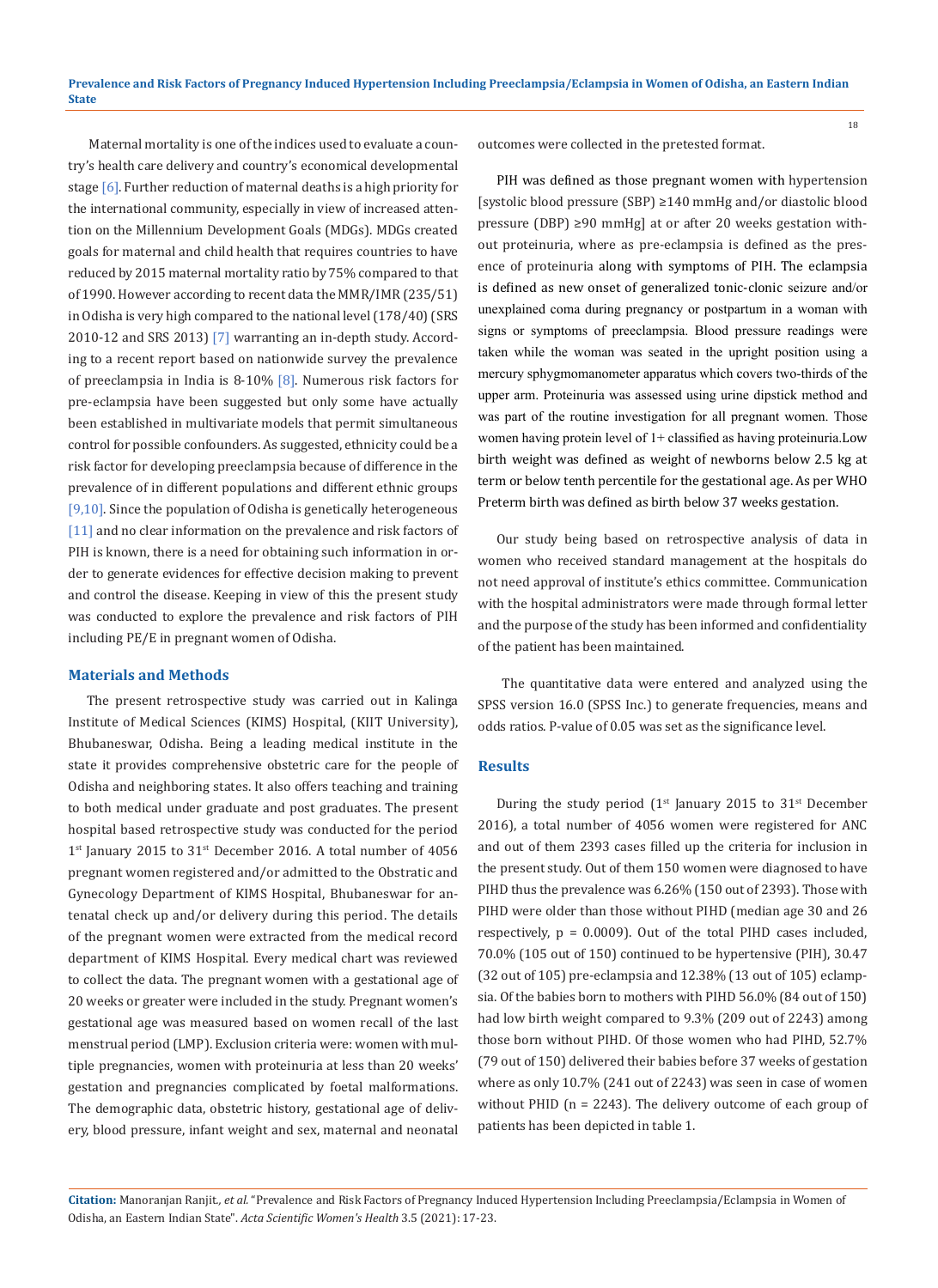Maternal mortality is one of the indices used to evaluate a country's health care delivery and country's economical developmental stage [6]. Further reduction of maternal deaths is a high priority for the international community, especially in view of increased attention on the Millennium Development Goals (MDGs). MDGs created goals for maternal and child health that requires countries to have reduced by 2015 maternal mortality ratio by 75% compared to that of 1990. However according to recent data the MMR/IMR (235/51) in Odisha is very high compared to the national level (178/40) (SRS 2010-12 and SRS 2013) [7] warranting an in-depth study. According to a recent report based on nationwide survey the prevalence of preeclampsia in India is 8-10% [8]. Numerous risk factors for pre-eclampsia have been suggested but only some have actually been established in multivariate models that permit simultaneous control for possible confounders. As suggested, ethnicity could be a risk factor for developing preeclampsia because of difference in the prevalence of in different populations and different ethnic groups [9,10]. Since the population of Odisha is genetically heterogeneous [11] and no clear information on the prevalence and risk factors of PIH is known, there is a need for obtaining such information in order to generate evidences for effective decision making to prevent and control the disease. Keeping in view of this the present study was conducted to explore the prevalence and risk factors of PIH including PE/E in pregnant women of Odisha.

## Materials and Methods

The present retrospective study was carried out in Kalinga Institute of Medical Sciences (KIMS) Hospital, (KIIT University), Bhubaneswar, Odisha. Being a leading medical institute in the state it provides comprehensive obstetric care for the people of Odisha and neighboring states. It also offers teaching and training to both medical under graduate and post graduates. The present hospital based retrospective study was conducted for the period 1st January 2015 to 31st December 2016. A total number of 4056 pregnant women registered and/or admitted to the Obstratic and Gynecology Department of KIMS Hospital, Bhubaneswar for antenatal check up and/or delivery during this period. The details of the pregnant women were extracted from the medical record department of KIMS Hospital. Every medical chart was reviewed to collect the data. The pregnant women with a gestational age of 20 weeks or greater were included in the study. Pregnant women's gestational age was measured based on women recall of the last menstrual period (LMP). Exclusion criteria were: women with multiple pregnancies, women with proteinuria at less than 20 weeks' gestation and pregnancies complicated by foetal malformations. The demographic data, obstetric history, gestational age of delivery, blood pressure, infant weight and sex, maternal and neonatal outcomes were collected in the pretested format.

PIH was defined as those pregnant women with hypertension [systolic blood pressure (SBP) ≥140 mmHg and/or diastolic blood pressure (DBP) ≥90 mmHg] at or after 20 weeks gestation without proteinuria, where as pre-eclampsia is defined as the presence of proteinuria along with symptoms of PIH. The eclampsia is defined as new onset of generalized tonic-clonic seizure and/or unexplained coma during pregnancy or postpartum in a woman with signs or symptoms of preeclampsia. Blood pressure readings were taken while the woman was seated in the upright position using a mercury sphygmomanometer apparatus which covers two-thirds of the upper arm. Proteinuria was assessed using urine dipstick method and was part of the routine investigation for all pregnant women. Those women having protein level of 1+ classified as having proteinuria.Low birth weight was defined as weight of newborns below 2.5 kg at term or below tenth percentile for the gestational age. As per WHO Preterm birth was defined as birth below 37 weeks gestation.

Our study being based on retrospective analysis of data in women who received standard management at the hospitals do not need approval of institute's ethics committee. Communication with the hospital administrators were made through formal letter and the purpose of the study has been informed and confidentiality of the patient has been maintained.

The quantitative data were entered and analyzed using the SPSS version 16.0 (SPSS Inc.) to generate frequencies, means and odds ratios. P-value of 0.05 was set as the significance level.

## Results

During the study period (1st January 2015 to 31st December 2016), a total number of 4056 women were registered for ANC and out of them 2393 cases filled up the criteria for inclusion in the present study. Out of them 150 women were diagnosed to have PIHD thus the prevalence was 6.26% (150 out of 2393). Those with PIHD were older than those without PIHD (median age 30 and 26 respectively, p = 0.0009). Out of the total PIHD cases included, 70.0% (105 out of 150) continued to be hypertensive (PIH), 30.47 (32 out of 105) pre-eclampsia and 12.38% (13 out of 105) eclampsia. Of the babies born to mothers with PIHD 56.0% (84 out of 150) had low birth weight compared to 9.3% (209 out of 2243) among those born without PIHD. Of those women who had PIHD, 52.7% (79 out of 150) delivered their babies before 37 weeks of gestation where as only 10.7% (241 out of 2243) was seen in case of women without PHID (n = 2243). The delivery outcome of each group of patients has been depicted in table 1.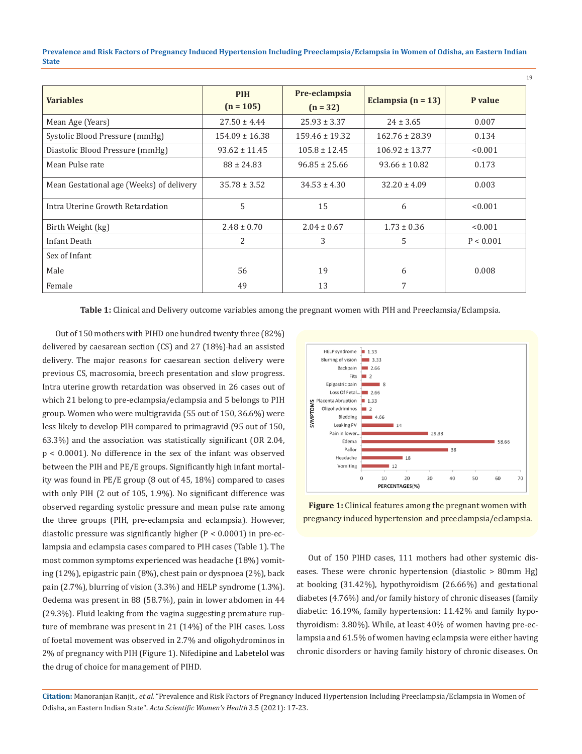| Variables | PIH (n = 105) | Pre-eclampsia (n = 32) | Eclampsia (n = 13) | P value |
|---|---|---|---|---|
| Mean Age (Years) | 27.50 ± 4.44 | 25.93 ± 3.37 | 24 ± 3.65 | 0.007 |
| Systolic Blood Pressure (mmHg) | 154.09 ± 16.38 | 159.46 ± 19.32 | 162.76 ± 28.39 | 0.134 |
| Diastolic Blood Pressure (mmHg) | 93.62 ± 11.45 | 105.8 ± 12.45 | 106.92 ± 13.77 | <0.001 |
| Mean Pulse rate | 88 ± 24.83 | 96.85 ± 25.66 | 93.66 ± 10.82 | 0.173 |
| Mean Gestational age (Weeks) of delivery | 35.78 ± 3.52 | 34.53 ± 4.30 | 32.20 ± 4.09 | 0.003 |
| Intra Uterine Growth Retardation | 5 | 15 | 6 | <0.001 |
| Birth Weight (kg) | 2.48 ± 0.70 | 2.04 ± 0.67 | 1.73 ± 0.36 | <0.001 |
| Infant Death | 2 | 3 | 5 | P < 0.001 |
| Sex of Infant | | | | |
| Male | 56 | 19 | 6 | 0.008 |
| Female | 49 | 13 | 7 | |

**Table 1:** Clinical and Delivery outcome variables among the pregnant women with PIH and Preeclamsia/Eclampsia.

Out of 150 mothers with PIHD one hundred twenty three (82%) delivered by caesarean section (CS) and 27 (18%)-had an assisted delivery. The major reasons for caesarean section delivery were previous CS, macrosomia, breech presentation and slow progress. Intra uterine growth retardation was observed in 26 cases out of which 21 belong to pre-eclampsia/eclampsia and 5 belongs to PIH group. Women who were multigravida (55 out of 150, 36.6%) were less likely to develop PIH compared to primagravid (95 out of 150, 63.3%) and the association was statistically significant (OR 2.04, $p < 0.0001$). No difference in the sex of the infant was observed between the PIH and PE/E groups. Significantly high infant mortality was found in PE/E group (8 out of 45, 18%) compared to cases with only PIH (2 out of 105, 1.9%). No significant difference was observed regarding systolic pressure and mean pulse rate among the three groups (PIH, pre-eclampsia and eclampsia). However, diastolic pressure was significantly higher ($P < 0.0001$) in pre-eclampsia and eclampsia cases compared to PIH cases (Table 1). The most common symptoms experienced was headache (18%) vomiting (12%), epigastric pain (8%), chest pain or dyspnoea (2%), back pain (2.7%), blurring of vision (3.3%) and HELP syndrome (1.3%). Oedema was present in 88 (58.7%), pain in lower abdomen in 44 (29.3%). Fluid leaking from the vagina suggesting premature rupture of membrane was present in 21 (14%) of the PIH cases. Loss of foetal movement was observed in 2.7% and oligohydrominos in 2% of pregnancy with PIH (Figure 1). Nifedipine and Labetelol was the drug of choice for management of PIHD.

**Figure 1:** Clinical features among the pregnant women with pregnancy induced hypertension and preeclampsia/eclampsia.

Out of 150 PIHD cases, 111 mothers had other systemic diseases. These were chronic hypertension (diastolic > 80mm Hg) at booking (31.42%), hypothyroidism (26.66%) and gestational diabetes (4.76%) and/or family history of chronic diseases (family diabetic: 16.19%, family hypertension: 11.42% and family hypothyroidism: 3.80%). While, at least 40% of women having pre-eclampsia and 61.5% of women having eclampsia were either having chronic disorders or having family history of chronic diseases. On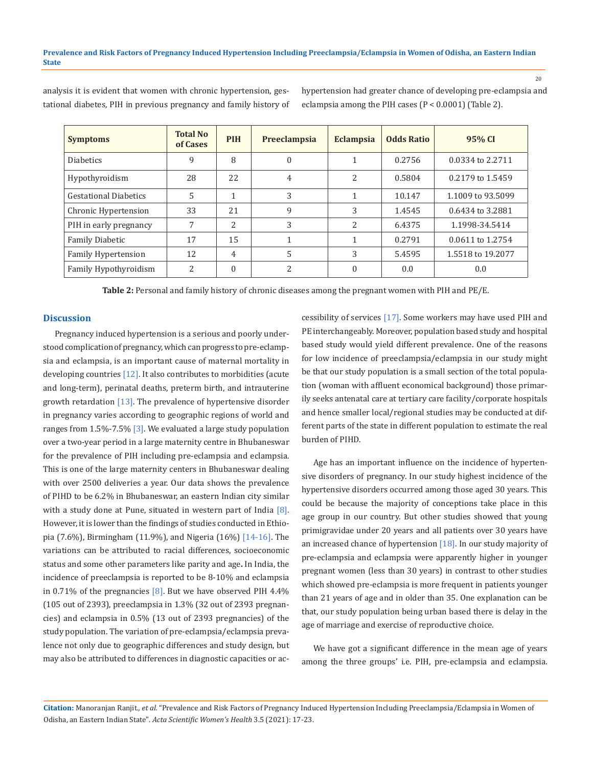analysis it is evident that women with chronic hypertension, gestational diabetes, PIH in previous pregnancy and family history of hypertension had greater chance of developing pre-eclampsia and eclampsia among the PIH cases (P < 0.0001) (Table 2).

| Symptoms | Total No of Cases | PIH | Preeclampsia | Eclampsia | Odds Ratio | 95% CI |
|---|---|---|---|---|---|---|
| Diabetics | 9 | 8 | 0 | 1 | 0.2756 | 0.0334 to 2.2711 |
| Hypothyroidism | 28 | 22 | 4 | 2 | 0.5804 | 0.2179 to 1.5459 |
| Gestational Diabetics | 5 | 1 | 3 | 1 | 10.147 | 1.1009 to 93.5099 |
| Chronic Hypertension | 33 | 21 | 9 | 3 | 1.4545 | 0.6434 to 3.2881 |
| PIH in early pregnancy | 7 | 2 | 3 | 2 | 6.4375 | 1.1998-34.5414 |
| Family Diabetic | 17 | 15 | 1 | 1 | 0.2791 | 0.0611 to 1.2754 |
| Family Hypertension | 12 | 4 | 5 | 3 | 5.4595 | 1.5518 to 19.2077 |
| Family Hypothyroidism | 2 | 0 | 2 | 0 | 0.0 | 0.0 |

**Table 2:** Personal and family history of chronic diseases among the pregnant women with PIH and PE/E.

## Discussion

Pregnancy induced hypertension is a serious and poorly understood complication of pregnancy, which can progress to pre-eclampsia and eclampsia, is an important cause of maternal mortality in developing countries [12]. It also contributes to morbidities (acute and long-term), perinatal deaths, preterm birth, and intrauterine growth retardation [13]. The prevalence of hypertensive disorder in pregnancy varies according to geographic regions of world and ranges from 1.5%-7.5% [3]. We evaluated a large study population over a two-year period in a large maternity centre in Bhubaneswar for the prevalence of PIH including pre-eclampsia and eclampsia. This is one of the large maternity centers in Bhubaneswar dealing with over 2500 deliveries a year. Our data shows the prevalence of PIHD to be 6.2% in Bhubaneswar, an eastern Indian city similar with a study done at Pune, situated in western part of India [8]. However, it is lower than the findings of studies conducted in Ethiopia (7.6%), Birmingham (11.9%), and Nigeria (16%) [14-16]. The variations can be attributed to racial differences, socioeconomic status and some other parameters like parity and age**.** In India, the incidence of preeclampsia is reported to be 8-10% and eclampsia in 0.71% of the pregnancies [8]. But we have observed PIH 4.4% (105 out of 2393), preeclampsia in 1.3% (32 out of 2393 pregnancies) and eclampsia in 0.5% (13 out of 2393 pregnancies) of the study population. The variation of pre-eclampsia/eclampsia prevalence not only due to geographic differences and study design, but may also be attributed to differences in diagnostic capacities or accessibility of services [17]. Some workers may have used PIH and PE interchangeably. Moreover, population based study and hospital based study would yield different prevalence. One of the reasons for low incidence of preeclampsia/eclampsia in our study might be that our study population is a small section of the total population (woman with affluent economical background) those primarily seeks antenatal care at tertiary care facility/corporate hospitals and hence smaller local/regional studies may be conducted at different parts of the state in different population to estimate the real burden of PIHD.

Age has an important influence on the incidence of hypertensive disorders of pregnancy. In our study highest incidence of the hypertensive disorders occurred among those aged 30 years. This could be because the majority of conceptions take place in this age group in our country. But other studies showed that young primigravidae under 20 years and all patients over 30 years have an increased chance of hypertension [18]. In our study majority of pre-eclampsia and eclampsia were apparently higher in younger pregnant women (less than 30 years) in contrast to other studies which showed pre-eclampsia is more frequent in patients younger than 21 years of age and in older than 35. One explanation can be that, our study population being urban based there is delay in the age of marriage and exercise of reproductive choice.

We have got a significant difference in the mean age of years among the three groups' i.e. PIH, pre-eclampsia and eclampsia.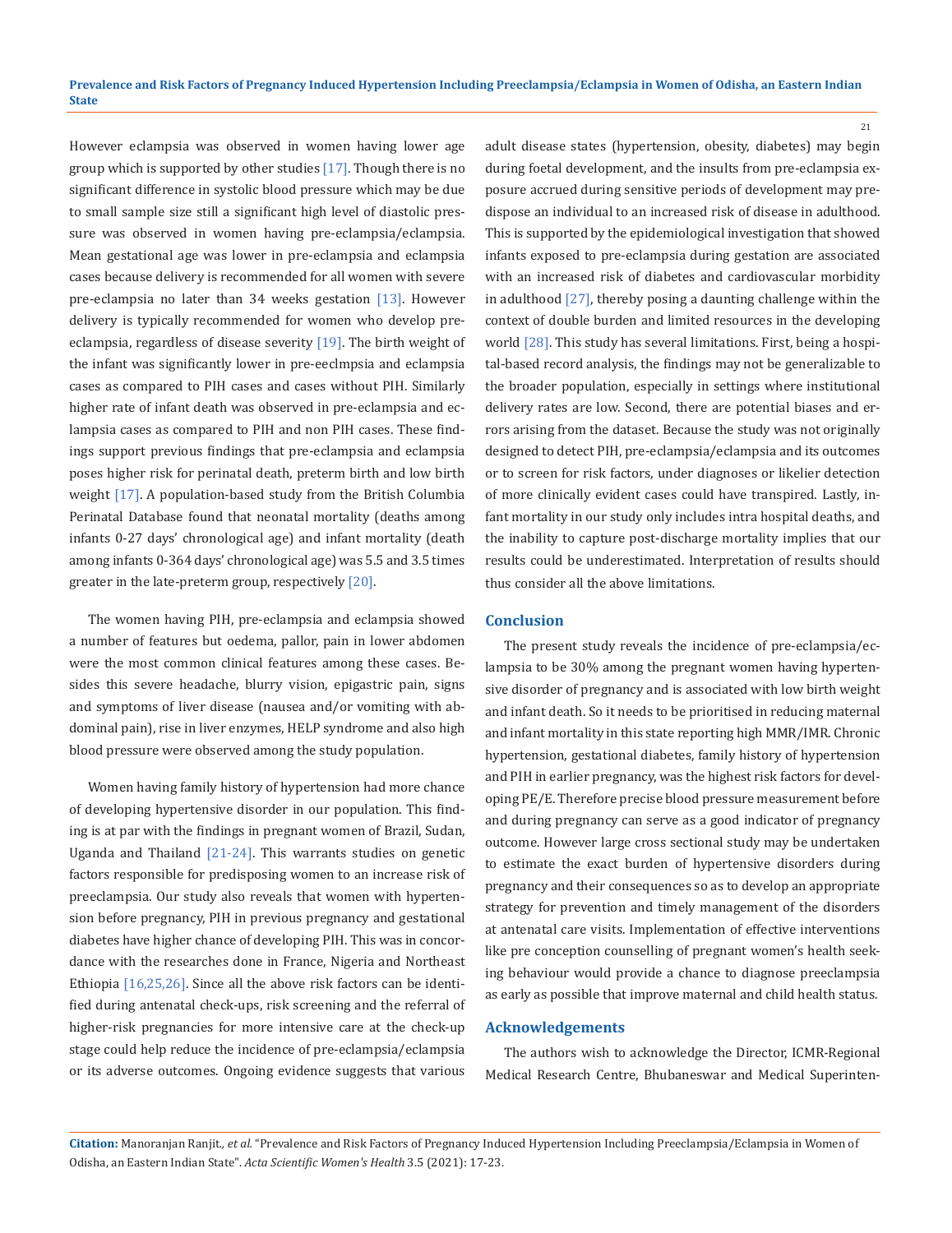However eclampsia was observed in women having lower age group which is supported by other studies [17]. Though there is no significant difference in systolic blood pressure which may be due to small sample size still a significant high level of diastolic pressure was observed in women having pre-eclampsia/eclampsia. Mean gestational age was lower in pre-eclampsia and eclampsia cases because delivery is recommended for all women with severe pre-eclampsia no later than 34 weeks gestation [13]. However delivery is typically recommended for women who develop pre-eclampsia, regardless of disease severity [19]. The birth weight of the infant was significantly lower in pre-eeclmpsia and eclampsia cases as compared to PIH cases and cases without PIH. Similarly higher rate of infant death was observed in pre-eclampsia and eclampsia cases as compared to PIH and non PIH cases. These findings support previous findings that pre-eclampsia and eclampsia poses higher risk for perinatal death, preterm birth and low birth weight [17]. A population-based study from the British Columbia Perinatal Database found that neonatal mortality (deaths among infants 0-27 days' chronological age) and infant mortality (death among infants 0-364 days' chronological age) was 5.5 and 3.5 times greater in the late-preterm group, respectively [20].

The women having PIH, pre-eclampsia and eclampsia showed a number of features but oedema, pallor, pain in lower abdomen were the most common clinical features among these cases. Besides this severe headache, blurry vision, epigastric pain, signs and symptoms of liver disease (nausea and/or vomiting with abdominal pain), rise in liver enzymes, HELP syndrome and also high blood pressure were observed among the study population.

Women having family history of hypertension had more chance of developing hypertensive disorder in our population. This finding is at par with the findings in pregnant women of Brazil, Sudan, Uganda and Thailand [21-24]. This warrants studies on genetic factors responsible for predisposing women to an increase risk of preeclampsia. Our study also reveals that women with hypertension before pregnancy, PIH in previous pregnancy and gestational diabetes have higher chance of developing PIH. This was in concordance with the researches done in France, Nigeria and Northeast Ethiopia [16,25,26]. Since all the above risk factors can be identified during antenatal check-ups, risk screening and the referral of higher-risk pregnancies for more intensive care at the check-up stage could help reduce the incidence of pre-eclampsia/eclampsia or its adverse outcomes. Ongoing evidence suggests that various adult disease states (hypertension, obesity, diabetes) may begin during foetal development, and the insults from pre-eclampsia exposure accrued during sensitive periods of development may predispose an individual to an increased risk of disease in adulthood. This is supported by the epidemiological investigation that showed infants exposed to pre-eclampsia during gestation are associated with an increased risk of diabetes and cardiovascular morbidity in adulthood [27], thereby posing a daunting challenge within the context of double burden and limited resources in the developing world [28]. This study has several limitations. First, being a hospital-based record analysis, the findings may not be generalizable to the broader population, especially in settings where institutional delivery rates are low. Second, there are potential biases and errors arising from the dataset. Because the study was not originally designed to detect PIH, pre-eclampsia/eclampsia and its outcomes or to screen for risk factors, under diagnoses or likelier detection of more clinically evident cases could have transpired. Lastly, infant mortality in our study only includes intra hospital deaths, and the inability to capture post-discharge mortality implies that our results could be underestimated. Interpretation of results should thus consider all the above limitations.

## Conclusion

The present study reveals the incidence of pre-eclampsia/eclampsia to be 30% among the pregnant women having hypertensive disorder of pregnancy and is associated with low birth weight and infant death. So it needs to be prioritised in reducing maternal and infant mortality in this state reporting high MMR/IMR. Chronic hypertension, gestational diabetes, family history of hypertension and PIH in earlier pregnancy, was the highest risk factors for developing PE/E. Therefore precise blood pressure measurement before and during pregnancy can serve as a good indicator of pregnancy outcome. However large cross sectional study may be undertaken to estimate the exact burden of hypertensive disorders during pregnancy and their consequences so as to develop an appropriate strategy for prevention and timely management of the disorders at antenatal care visits. Implementation of effective interventions like pre conception counselling of pregnant women's health seeking behaviour would provide a chance to diagnose preeclampsia as early as possible that improve maternal and child health status.

## Acknowledgements

The authors wish to acknowledge the Director, ICMR-Regional Medical Research Centre, Bhubaneswar and Medical Superinten-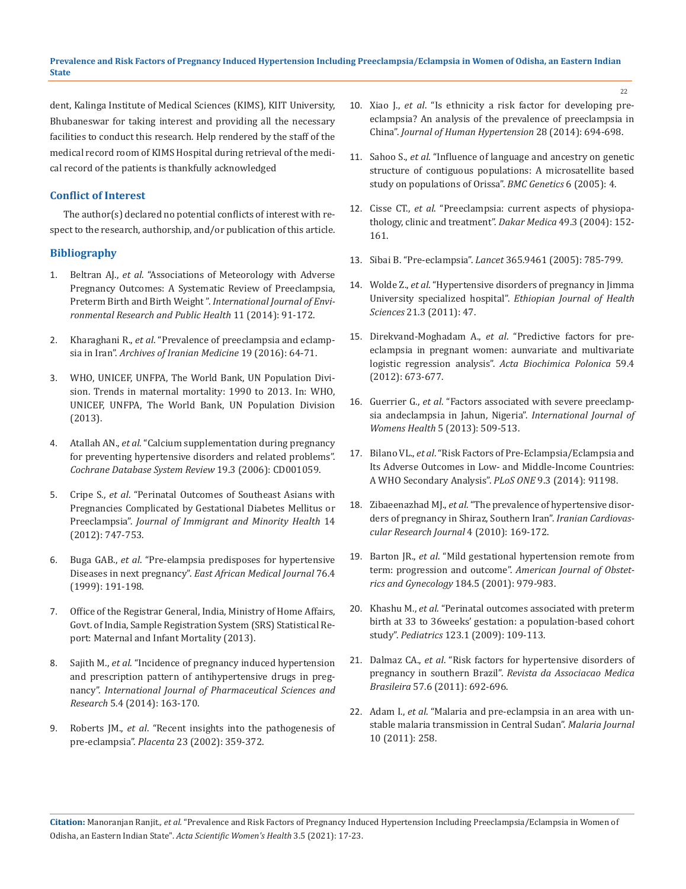dent, Kalinga Institute of Medical Sciences (KIMS), KIIT University, Bhubaneswar for taking interest and providing all the necessary facilities to conduct this research. Help rendered by the staff of the medical record room of KIMS Hospital during retrieval of the medical record of the patients is thankfully acknowledged

## Conflict of Interest

The author(s) declared no potential conflicts of interest with respect to the research, authorship, and/or publication of this article.

## Bibliography

1. Beltran AJ., *et al*. "Associations of Meteorology with Adverse Pregnancy Outcomes: A Systematic Review of Preeclampsia, Preterm Birth and Birth Weight". *International Journal of Environmental Research and Public Health* 11 (2014): 91-172.
2. Kharaghani R., *et al*. "Prevalence of preeclampsia and eclampsia in Iran". *Archives of Iranian Medicine* 19 (2016): 64-71.
3. WHO, UNICEF, UNFPA, The World Bank, UN Population Division. Trends in maternal mortality: 1990 to 2013. In: WHO, UNICEF, UNFPA, The World Bank, UN Population Division (2013).
4. Atallah AN., *et al*. "Calcium supplementation during pregnancy for preventing hypertensive disorders and related problems". *Cochrane Database System Review* 19.3 (2006): CD001059.
5. Cripe S., *et al*. "Perinatal Outcomes of Southeast Asians with Pregnancies Complicated by Gestational Diabetes Mellitus or Preeclampsia". *Journal of Immigrant and Minority Health* 14 (2012): 747-753.
6. Buga GAB., *et al*. "Pre-elampsia predisposes for hypertensive Diseases in next pregnancy". *East African Medical Journal* 76.4 (1999): 191-198.
7. Office of the Registrar General, India, Ministry of Home Affairs, Govt. of India, Sample Registration System (SRS) Statistical Report: Maternal and Infant Mortality (2013).
8. Sajith M., *et al*. "Incidence of pregnancy induced hypertension and prescription pattern of antihypertensive drugs in pregnancy". *International Journal of Pharmaceutical Sciences and Research* 5.4 (2014): 163-170.
9. Roberts JM., *et al*. "Recent insights into the pathogenesis of pre-eclampsia". *Placenta* 23 (2002): 359-372.
10. Xiao J., *et al*. "Is ethnicity a risk factor for developing preeclampsia? An analysis of the prevalence of preeclampsia in China". *Journal of Human Hypertension* 28 (2014): 694-698.
11. Sahoo S., *et al*. "Influence of language and ancestry on genetic structure of contiguous populations: A microsatellite based study on populations of Orissa". *BMC Genetics* 6 (2005): 4.
12. Cisse CT., *et al*. "Preeclampsia: current aspects of physiopathology, clinic and treatment". *Dakar Medica* 49.3 (2004): 152-161.
13. Sibai B. "Pre-eclampsia". *Lancet* 365.9461 (2005): 785-799.
14. Wolde Z., *et al*. "Hypertensive disorders of pregnancy in Jimma University specialized hospital". *Ethiopian Journal of Health Sciences* 21.3 (2011): 47.
15. Direkvand-Moghadam A., *et al*. "Predictive factors for preeclampsia in pregnant women: aunvariate and multivariate logistic regression analysis". *Acta Biochimica Polonica* 59.4 (2012): 673-677.
16. Guerrier G., *et al*. "Factors associated with severe preeclampsia andeclampsia in Jahun, Nigeria". *International Journal of Womens Health* 5 (2013): 509-513.
17. Bilano VL., *et al*. "Risk Factors of Pre-Eclampsia/Eclampsia and Its Adverse Outcomes in Low- and Middle-Income Countries: A WHO Secondary Analysis". *PLoS ONE* 9.3 (2014): 91198.
18. Zibaeenazhad MJ., *et al*. "The prevalence of hypertensive disorders of pregnancy in Shiraz, Southern Iran". *Iranian Cardiovascular Research Journal* 4 (2010): 169-172.
19. Barton JR., *et al*. "Mild gestational hypertension remote from term: progression and outcome". *American Journal of Obstetrics and Gynecology* 184.5 (2001): 979-983.
20. Khashu M., *et al*. "Perinatal outcomes associated with preterm birth at 33 to 36weeks' gestation: a population-based cohort study". *Pediatrics* 123.1 (2009): 109-113.
21. Dalmaz CA., *et al*. "Risk factors for hypertensive disorders of pregnancy in southern Brazil". *Revista da Associacao Medica Brasileira* 57.6 (2011): 692-696.
22. Adam I., *et al*. "Malaria and pre-eclampsia in an area with unstable malaria transmission in Central Sudan". *Malaria Journal* 10 (2011): 258.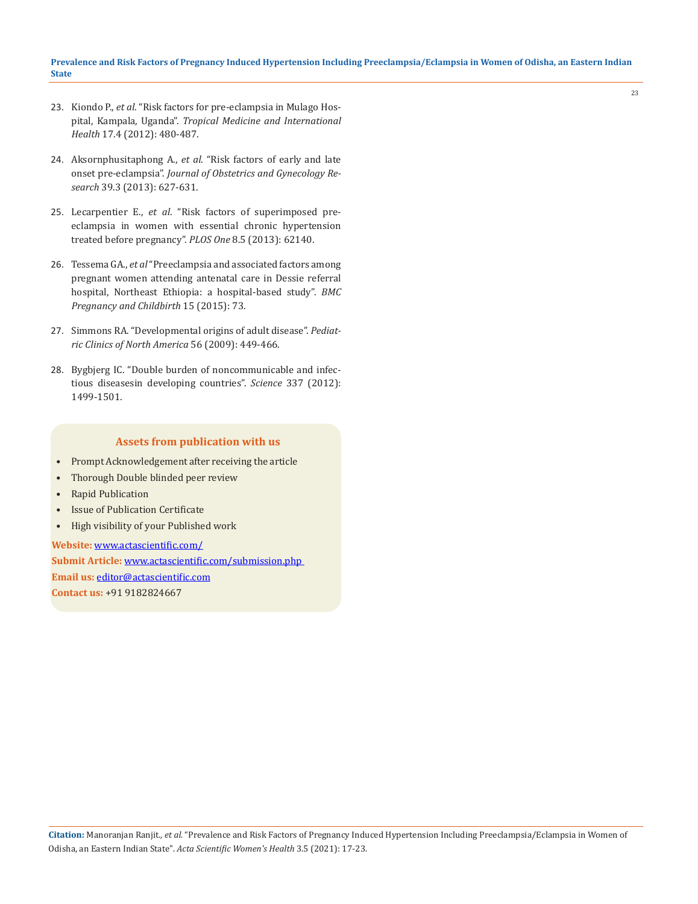23. Kiondo P., *et al*. "Risk factors for pre-eclampsia in Mulago Hospital, Kampala, Uganda". *Tropical Medicine and International Health* 17.4 (2012): 480-487.

24. Aksornphusitaphong A., *et al*. "Risk factors of early and late onset pre-eclampsia". *Journal of Obstetrics and Gynecology Research* 39.3 (2013): 627-631.

25. Lecarpentier E., *et al*. "Risk factors of superimposed pre-eclampsia in women with essential chronic hypertension treated before pregnancy". *PLOS One* 8.5 (2013): 62140.

26. Tessema GA., *et al* "Preeclampsia and associated factors among pregnant women attending antenatal care in Dessie referral hospital, Northeast Ethiopia: a hospital-based study". *BMC Pregnancy and Childbirth* 15 (2015): 73.

27. Simmons RA. "Developmental origins of adult disease". *Pediatric Clinics of North America* 56 (2009): 449-466.

28. Bygbjerg IC. "Double burden of noncommunicable and infectious diseasesin developing countries". *Science* 337 (2012): 1499-1501.

### Assets from publication with us

- Prompt Acknowledgement after receiving the article
- Thorough Double blinded peer review
- Rapid Publication
- Issue of Publication Certificate
- High visibility of your Published work

**Website:** www.actascientific.com/

**Submit Article:** www.actascientific.com/submission.php

**Email us:** editor@actascientific.com

**Contact us:** +91 9182824667